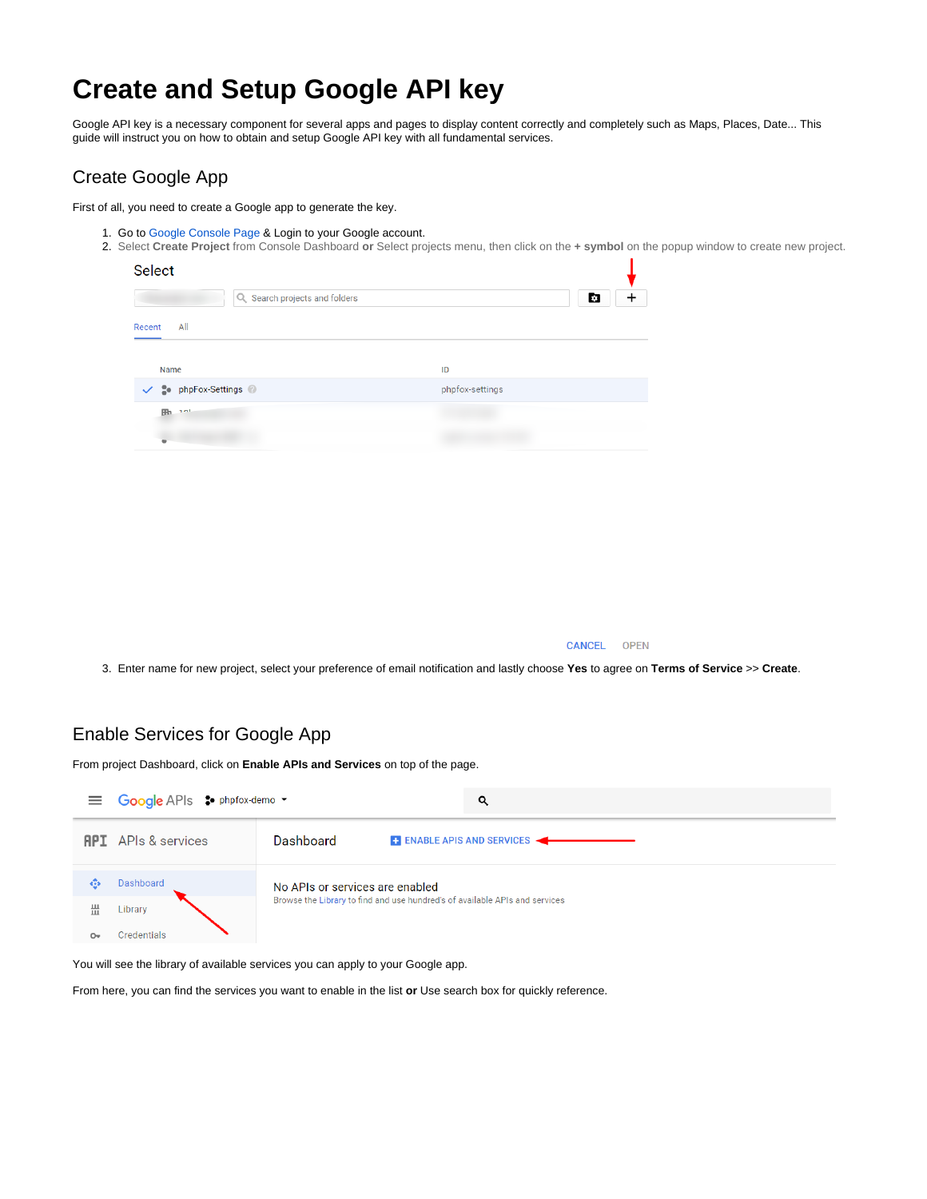# Create and Setup Google API key

Google API key is a necessary component for several apps and pages to display content correctly and completely such as Maps, Places, Date... This guide will instruct you on how to obtain and setup Google API key with all fundamental services.

## Create Google App

First of all, you need to create a Google app to generate the key.

1. Go to Google Console Page & Login to your Google account.
2. Select **Create Project** from Console Dashboard **or** Select projects menu, then click on the **+ symbol** on the popup window to create new project.
3. Enter name for new project, select your preference of email notification and lastly choose **Yes** to agree on **Terms of Service** >> **Create**.

## Enable Services for Google App

From project Dashboard, click on **Enable APIs and Services** on top of the page.

You will see the library of available services you can apply to your Google app.

From here, you can find the services you want to enable in the list **or** Use search box for quickly reference.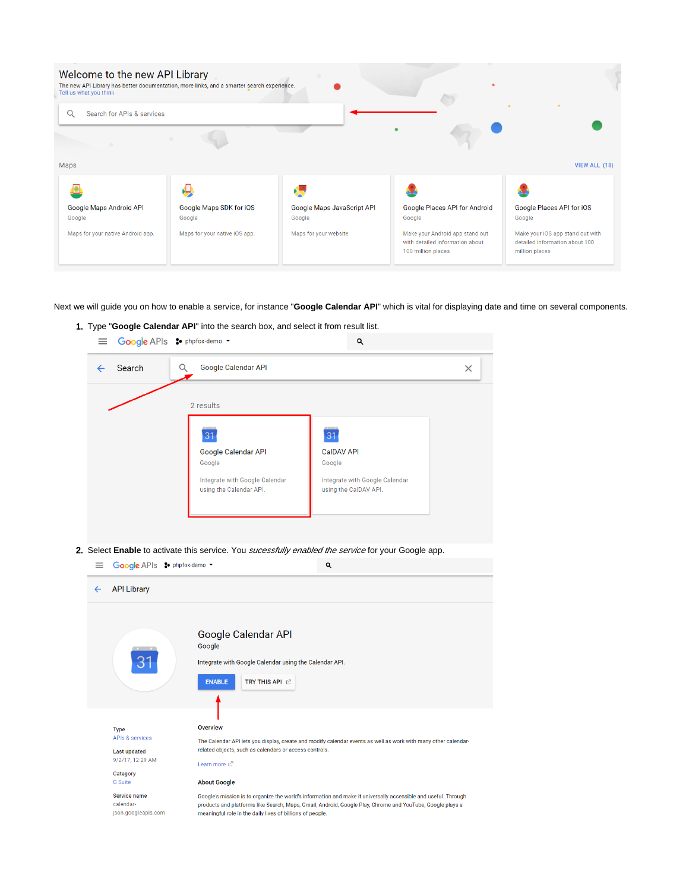Next we will guide you on how to enable a service, for instance "**Google Calendar API**" which is vital for displaying date and time on several components.

1. Type "**Google Calendar API**" into the search box, and select it from result list.

2. Select **Enable** to activate this service. You *sucessfully enabled the service* for your Google app.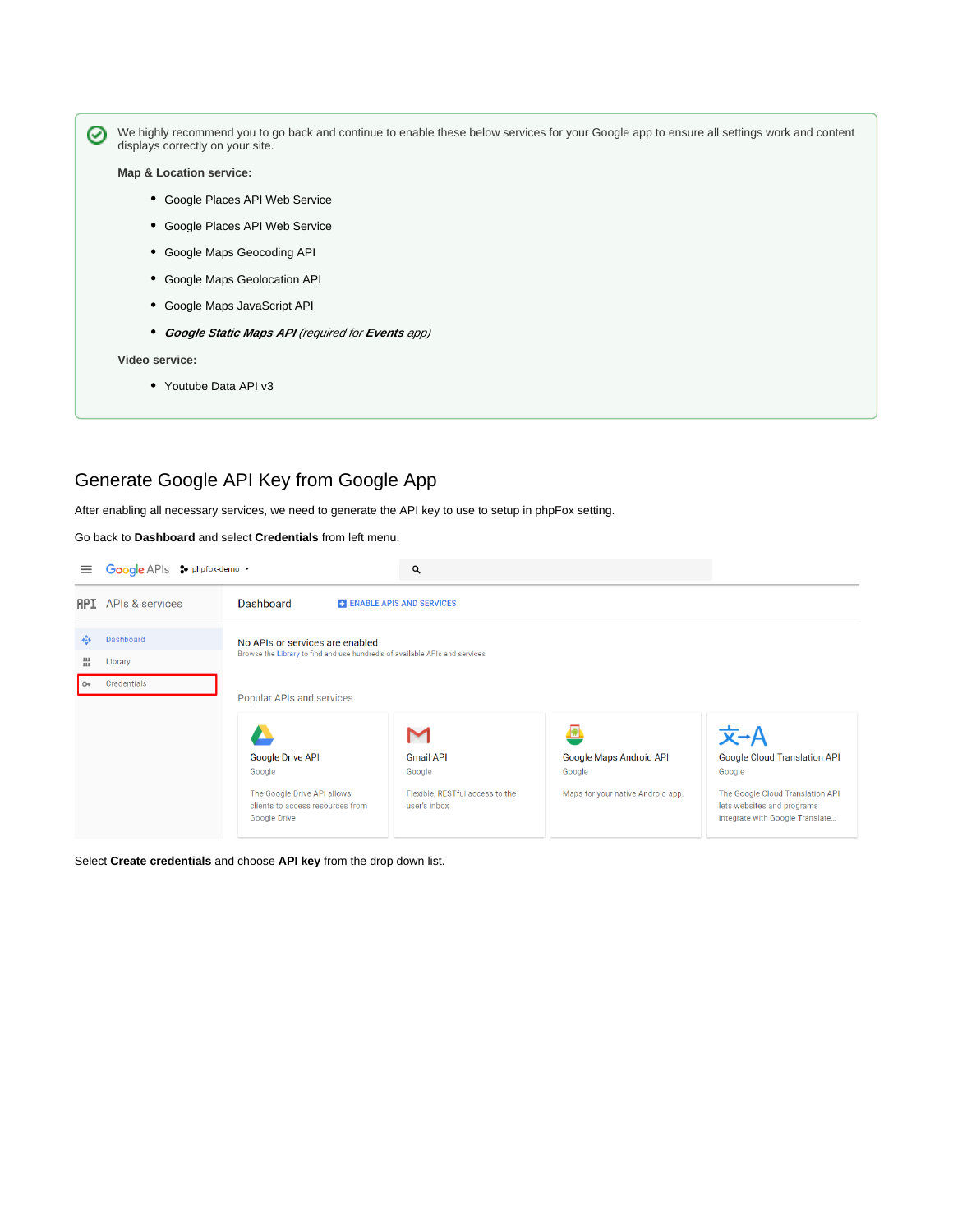We highly recommend you to go back and continue to enable these below services for your Google app to ensure all settings work and content displays correctly on your site.

**Map & Location service:**

- Google Places API Web Service
- Google Places API Web Service
- Google Maps Geocoding API
- Google Maps Geolocation API
- Google Maps JavaScript API
- ***Google Static Maps API*** *(required for **Events** app)*

**Video service:**

- Youtube Data API v3

## Generate Google API Key from Google App

After enabling all necessary services, we need to generate the API key to use to setup in phpFox setting.

Go back to **Dashboard** and select **Credentials** from left menu.

Select **Create credentials** and choose **API key** from the drop down list.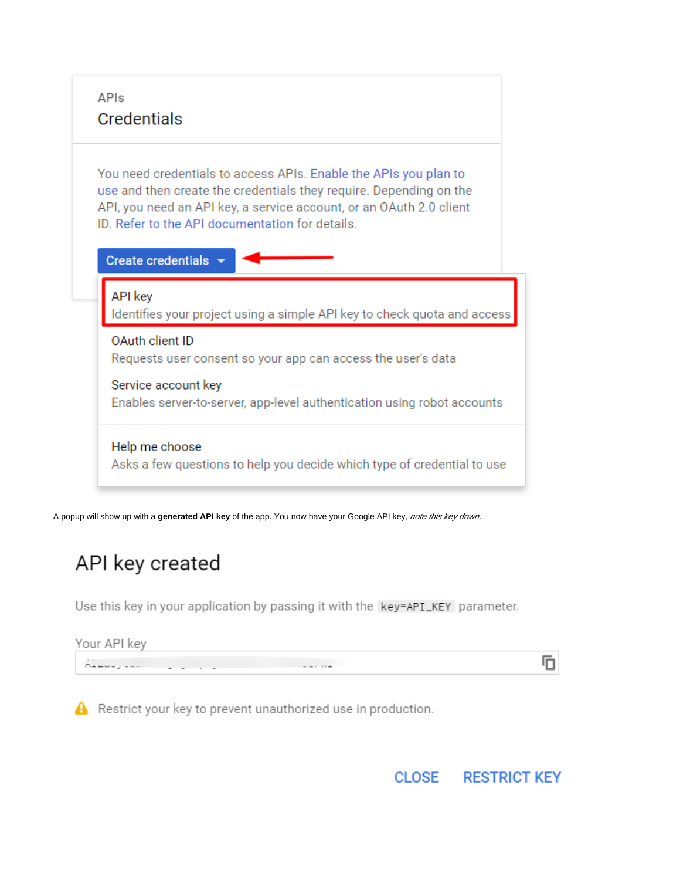APIs

Credentials

You need credentials to access APIs. Enable the APIs you plan to use and then create the credentials they require. Depending on the API, you need an API key, a service account, or an OAuth 2.0 client ID. Refer to the API documentation for details.

Create credentials

API key
Identifies your project using a simple API key to check quota and access

OAuth client ID
Requests user consent so your app can access the user's data

Service account key
Enables server-to-server, app-level authentication using robot accounts

Help me choose
Asks a few questions to help you decide which type of credential to use

A popup will show up with a **generated API key** of the app. You now have your Google API key, *note this key down.*

API key created

Use this key in your application by passing it with the `key=API_KEY` parameter.

Your API key

Restrict your key to prevent unauthorized use in production.

CLOSE RESTRICT KEY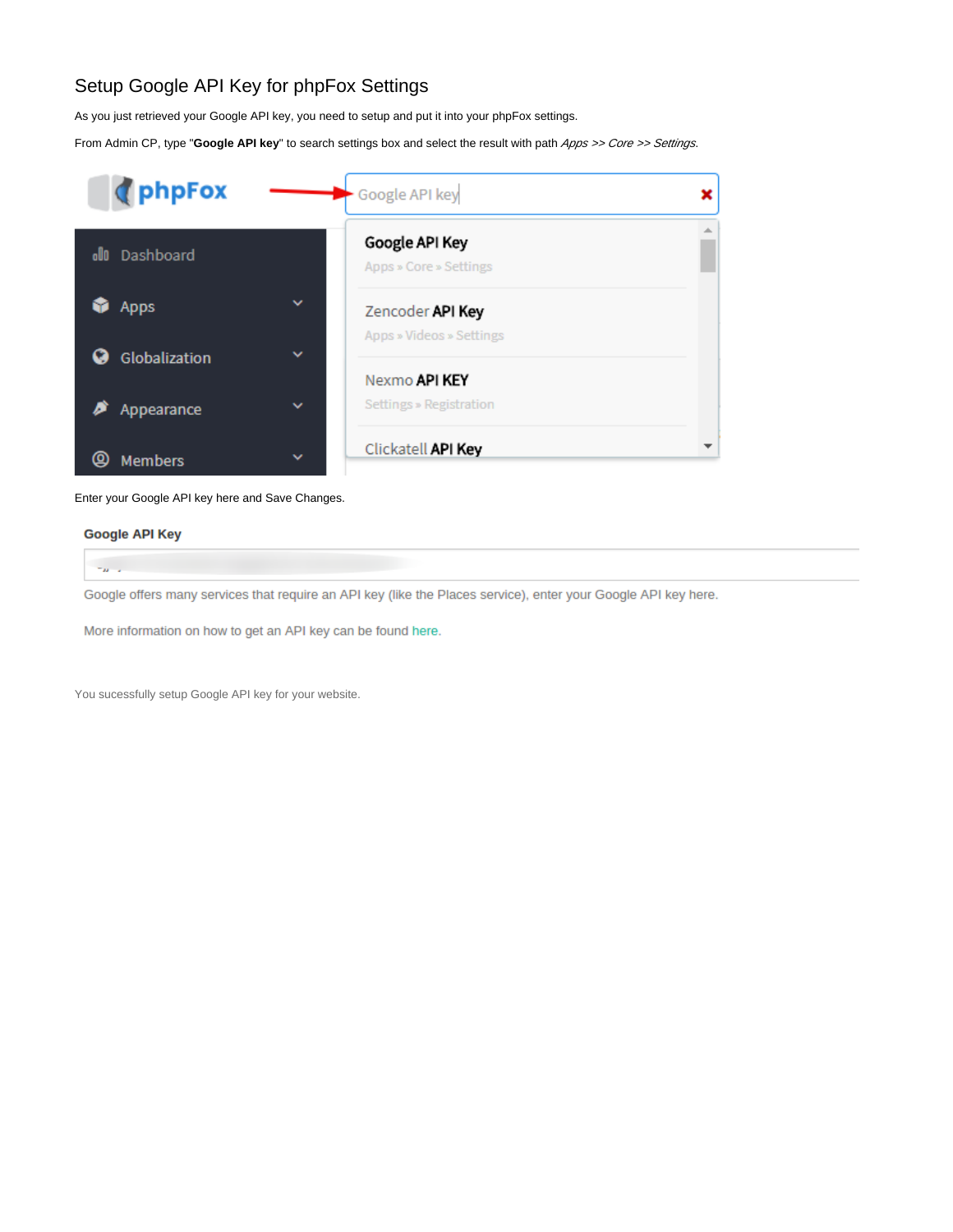# Setup Google API Key for phpFox Settings

As you just retrieved your Google API key, you need to setup and put it into your phpFox settings.

From Admin CP, type "**Google API key**" to search settings box and select the result with path *Apps >> Core >> Settings*.

Enter your Google API key here and Save Changes.

**Google API Key**

Google offers many services that require an API key (like the Places service), enter your Google API key here.

More information on how to get an API key can be found here.

You sucessfully setup Google API key for your website.